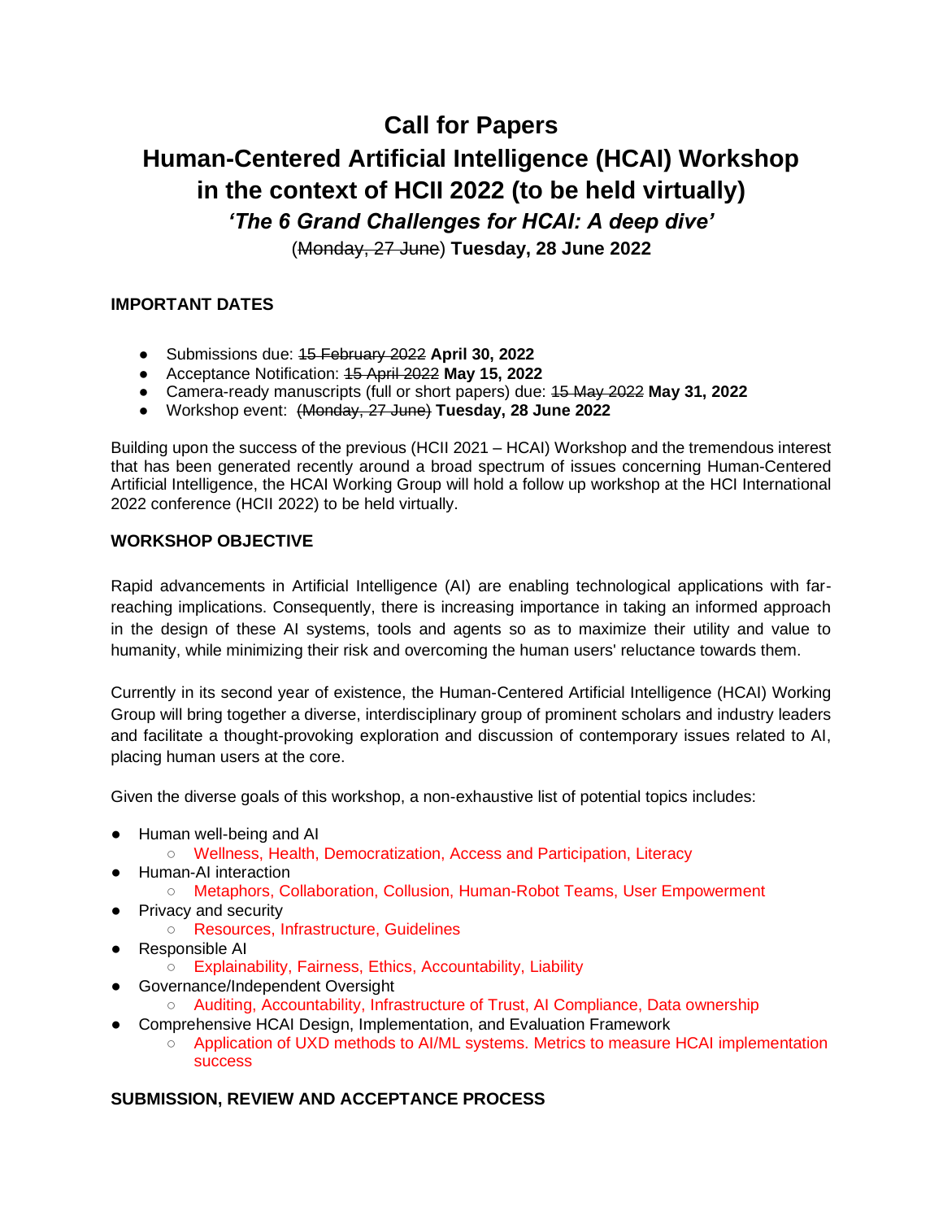# Call for Papers

# Human-Centered Artificial Intelligence (HCAI) Workshop in the context of HCII 2022 (to be held virtually)

## *'The 6 Grand Challenges for HCAI: A deep dive'*

(~~Monday, 27 June~~) **Tuesday, 28 June 2022**

### IMPORTANT DATES

- Submissions due: ~~15 February 2022~~ **April 30, 2022**
- Acceptance Notification: ~~15 April 2022~~ **May 15, 2022**
- Camera-ready manuscripts (full or short papers) due: ~~15 May 2022~~ **May 31, 2022**
- Workshop event: ~~(Monday, 27 June)~~ **Tuesday, 28 June 2022**

Building upon the success of the previous (HCII 2021 – HCAI) Workshop and the tremendous interest that has been generated recently around a broad spectrum of issues concerning Human-Centered Artificial Intelligence, the HCAI Working Group will hold a follow up workshop at the HCI International 2022 conference (HCII 2022) to be held virtually.

### WORKSHOP OBJECTIVE

Rapid advancements in Artificial Intelligence (AI) are enabling technological applications with far-reaching implications. Consequently, there is increasing importance in taking an informed approach in the design of these AI systems, tools and agents so as to maximize their utility and value to humanity, while minimizing their risk and overcoming the human users' reluctance towards them.

Currently in its second year of existence, the Human-Centered Artificial Intelligence (HCAI) Working Group will bring together a diverse, interdisciplinary group of prominent scholars and industry leaders and facilitate a thought-provoking exploration and discussion of contemporary issues related to AI, placing human users at the core.

Given the diverse goals of this workshop, a non-exhaustive list of potential topics includes:

- Human well-being and AI
  - Wellness, Health, Democratization, Access and Participation, Literacy
- Human-AI interaction
  - Metaphors, Collaboration, Collusion, Human-Robot Teams, User Empowerment
- Privacy and security
  - Resources, Infrastructure, Guidelines
- Responsible AI
  - Explainability, Fairness, Ethics, Accountability, Liability
- Governance/Independent Oversight
  - Auditing, Accountability, Infrastructure of Trust, AI Compliance, Data ownership
- Comprehensive HCAI Design, Implementation, and Evaluation Framework
  - Application of UXD methods to AI/ML systems. Metrics to measure HCAI implementation success

### SUBMISSION, REVIEW AND ACCEPTANCE PROCESS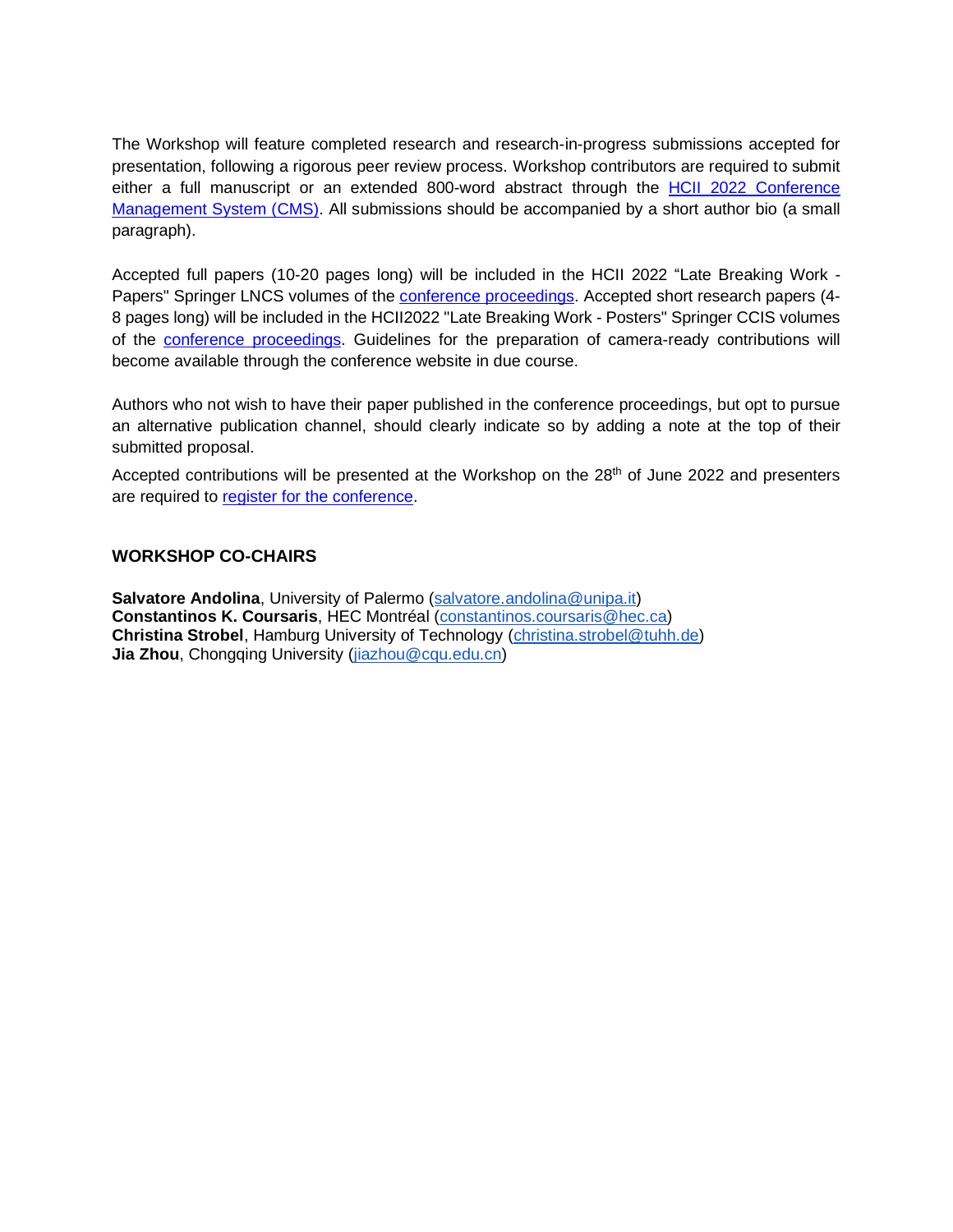The Workshop will feature completed research and research-in-progress submissions accepted for presentation, following a rigorous peer review process. Workshop contributors are required to submit either a full manuscript or an extended 800-word abstract through the [HCII 2022 Conference Management System (CMS)](). All submissions should be accompanied by a short author bio (a small paragraph).

Accepted full papers (10-20 pages long) will be included in the HCII 2022 "Late Breaking Work - Papers" Springer LNCS volumes of the [conference proceedings](). Accepted short research papers (4-8 pages long) will be included in the HCII2022 "Late Breaking Work - Posters" Springer CCIS volumes of the [conference proceedings](). Guidelines for the preparation of camera-ready contributions will become available through the conference website in due course.

Authors who not wish to have their paper published in the conference proceedings, but opt to pursue an alternative publication channel, should clearly indicate so by adding a note at the top of their submitted proposal.

Accepted contributions will be presented at the Workshop on the 28th of June 2022 and presenters are required to [register for the conference]().

## WORKSHOP CO-CHAIRS

**Salvatore Andolina**, University of Palermo (salvatore.andolina@unipa.it)
**Constantinos K. Coursaris**, HEC Montréal (constantinos.coursaris@hec.ca)
**Christina Strobel**, Hamburg University of Technology (christina.strobel@tuhh.de)
**Jia Zhou**, Chongqing University (jiazhou@cqu.edu.cn)